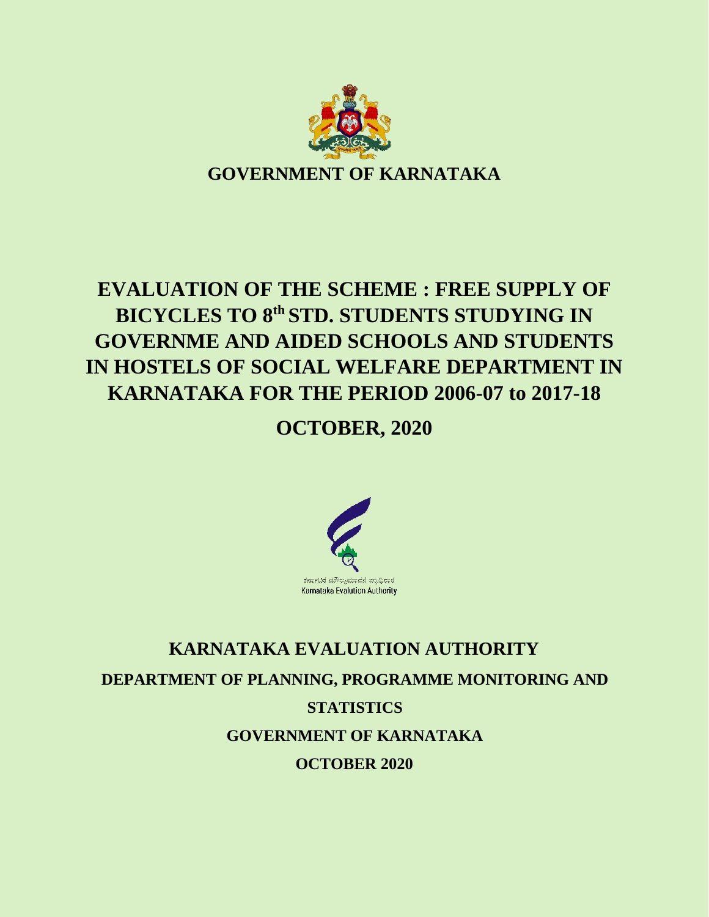**GOVERNMENT OF KARNATAKA**

# EVALUATION OF THE SCHEME : FREE SUPPLY OF BICYCLES TO 8th STD. STUDENTS STUDYING IN GOVERNME AND AIDED SCHOOLS AND STUDENTS IN HOSTELS OF SOCIAL WELFARE DEPARTMENT IN KARNATAKA FOR THE PERIOD 2006-07 to 2017-18

## OCTOBER, 2020

ಕರ್ನಾಟಕ ಮೌಲ್ಯಮಾಪನ ಪ್ರಾಧಿಕಾರ
Karnataka Evalution Authority

**KARNATAKA EVALUATION AUTHORITY**

**DEPARTMENT OF PLANNING, PROGRAMME MONITORING AND STATISTICS**

**GOVERNMENT OF KARNATAKA**

**OCTOBER 2020**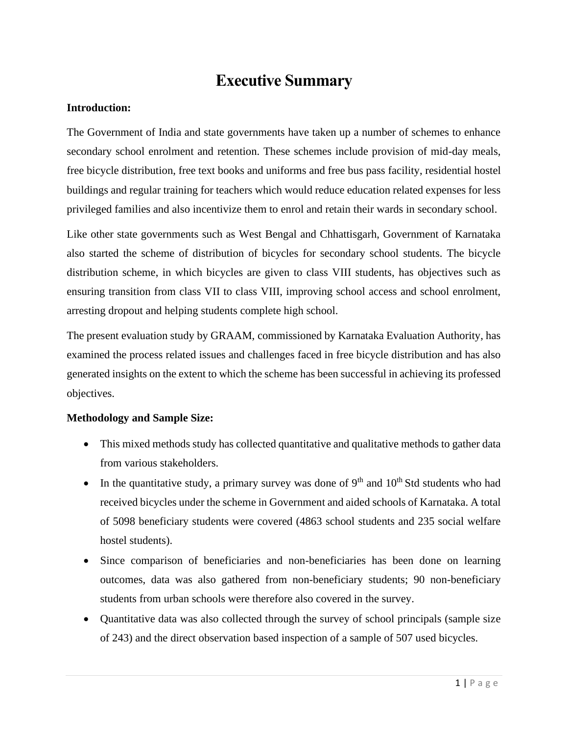# Executive Summary

**Introduction:**

The Government of India and state governments have taken up a number of schemes to enhance secondary school enrolment and retention. These schemes include provision of mid-day meals, free bicycle distribution, free text books and uniforms and free bus pass facility, residential hostel buildings and regular training for teachers which would reduce education related expenses for less privileged families and also incentivize them to enrol and retain their wards in secondary school.

Like other state governments such as West Bengal and Chhattisgarh, Government of Karnataka also started the scheme of distribution of bicycles for secondary school students. The bicycle distribution scheme, in which bicycles are given to class VIII students, has objectives such as ensuring transition from class VII to class VIII, improving school access and school enrolment, arresting dropout and helping students complete high school.

The present evaluation study by GRAAM, commissioned by Karnataka Evaluation Authority, has examined the process related issues and challenges faced in free bicycle distribution and has also generated insights on the extent to which the scheme has been successful in achieving its professed objectives.

**Methodology and Sample Size:**

- This mixed methods study has collected quantitative and qualitative methods to gather data from various stakeholders.
- In the quantitative study, a primary survey was done of 9th and 10th Std students who had received bicycles under the scheme in Government and aided schools of Karnataka. A total of 5098 beneficiary students were covered (4863 school students and 235 social welfare hostel students).
- Since comparison of beneficiaries and non-beneficiaries has been done on learning outcomes, data was also gathered from non-beneficiary students; 90 non-beneficiary students from urban schools were therefore also covered in the survey.
- Quantitative data was also collected through the survey of school principals (sample size of 243) and the direct observation based inspection of a sample of 507 used bicycles.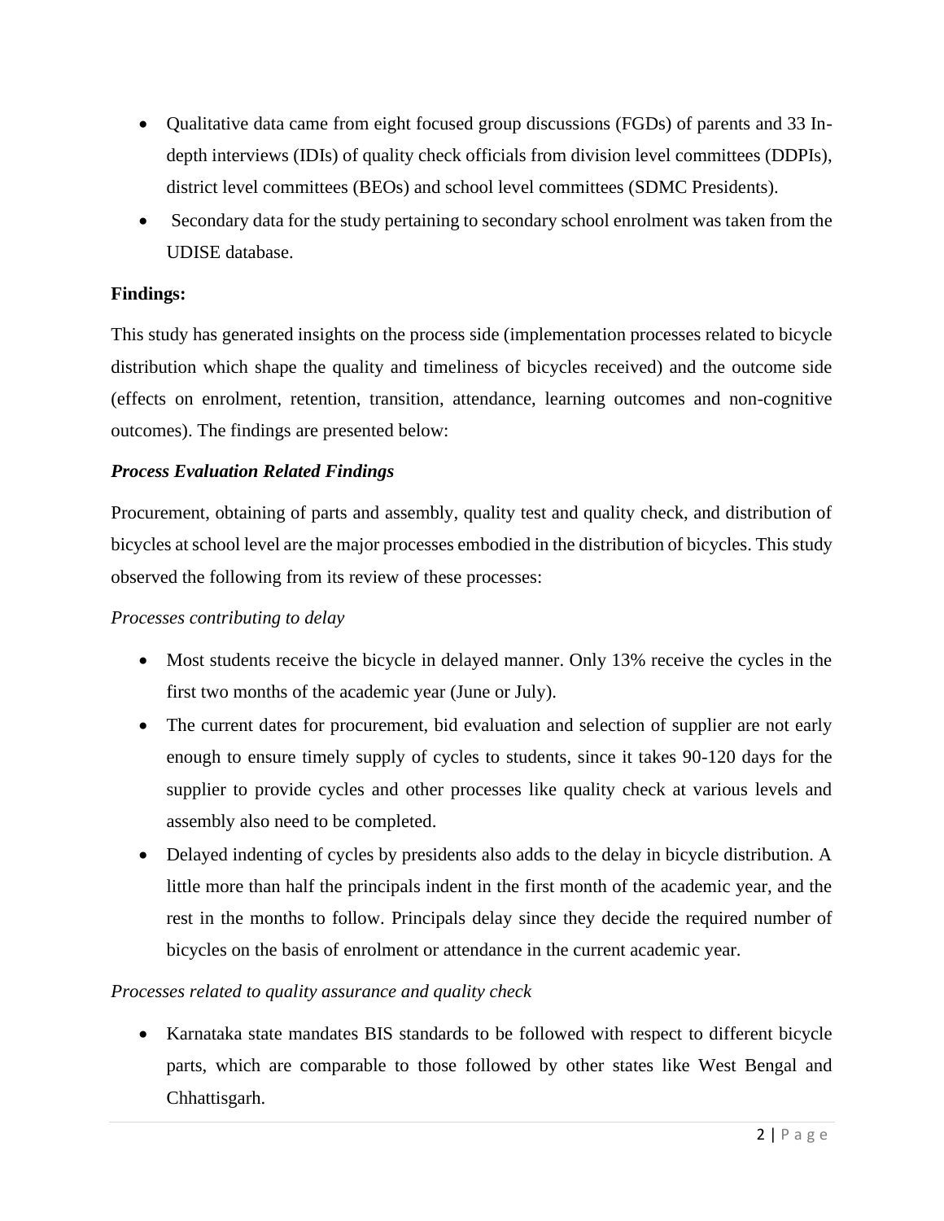- Qualitative data came from eight focused group discussions (FGDs) of parents and 33 In-depth interviews (IDIs) of quality check officials from division level committees (DDPIs), district level committees (BEOs) and school level committees (SDMC Presidents).
- Secondary data for the study pertaining to secondary school enrolment was taken from the UDISE database.

**Findings:**

This study has generated insights on the process side (implementation processes related to bicycle distribution which shape the quality and timeliness of bicycles received) and the outcome side (effects on enrolment, retention, transition, attendance, learning outcomes and non-cognitive outcomes). The findings are presented below:

***Process Evaluation Related Findings***

Procurement, obtaining of parts and assembly, quality test and quality check, and distribution of bicycles at school level are the major processes embodied in the distribution of bicycles. This study observed the following from its review of these processes:

*Processes contributing to delay*

- Most students receive the bicycle in delayed manner. Only 13% receive the cycles in the first two months of the academic year (June or July).
- The current dates for procurement, bid evaluation and selection of supplier are not early enough to ensure timely supply of cycles to students, since it takes 90-120 days for the supplier to provide cycles and other processes like quality check at various levels and assembly also need to be completed.
- Delayed indenting of cycles by presidents also adds to the delay in bicycle distribution. A little more than half the principals indent in the first month of the academic year, and the rest in the months to follow. Principals delay since they decide the required number of bicycles on the basis of enrolment or attendance in the current academic year.

*Processes related to quality assurance and quality check*

- Karnataka state mandates BIS standards to be followed with respect to different bicycle parts, which are comparable to those followed by other states like West Bengal and Chhattisgarh.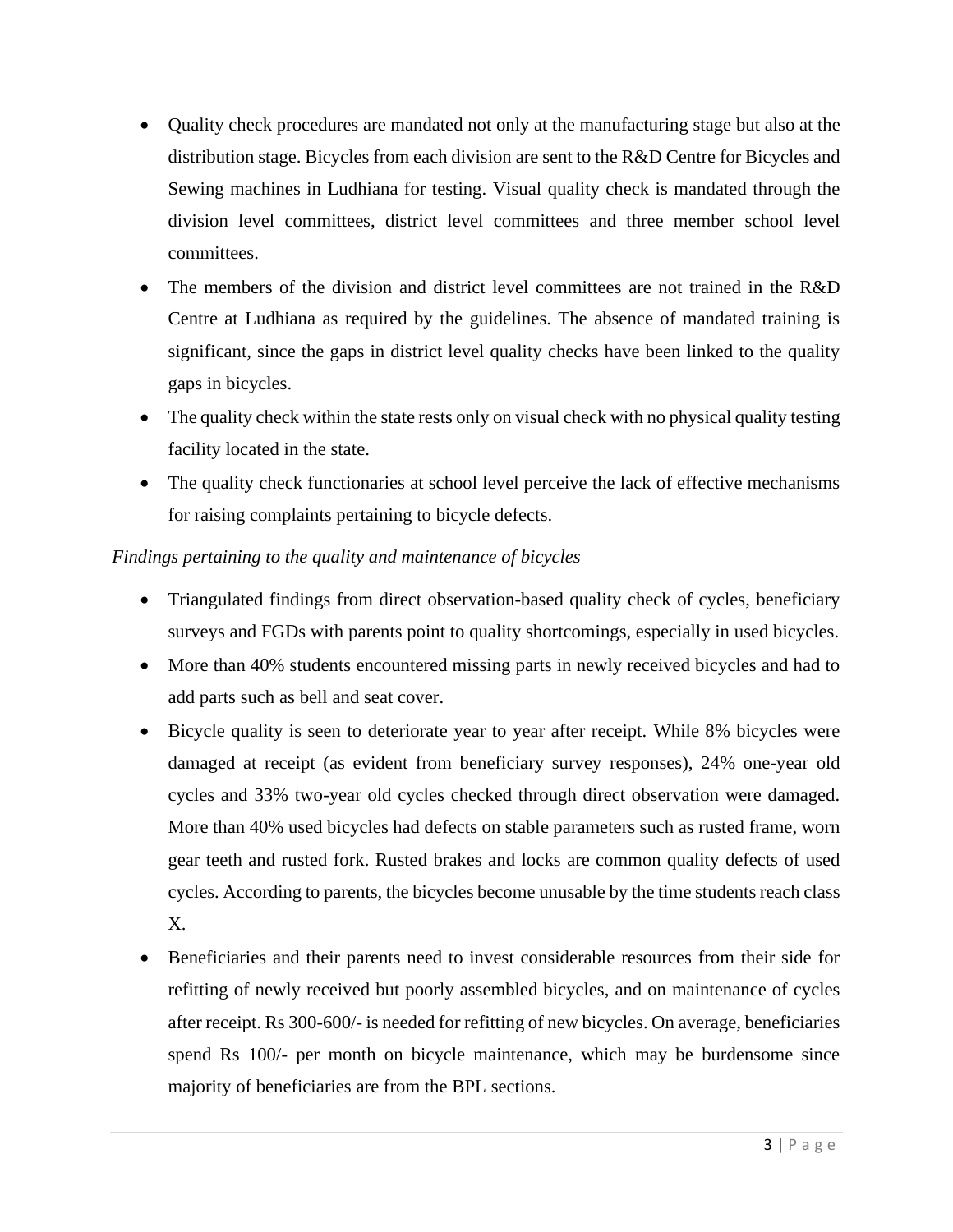- Quality check procedures are mandated not only at the manufacturing stage but also at the distribution stage. Bicycles from each division are sent to the R&D Centre for Bicycles and Sewing machines in Ludhiana for testing. Visual quality check is mandated through the division level committees, district level committees and three member school level committees.
- The members of the division and district level committees are not trained in the R&D Centre at Ludhiana as required by the guidelines. The absence of mandated training is significant, since the gaps in district level quality checks have been linked to the quality gaps in bicycles.
- The quality check within the state rests only on visual check with no physical quality testing facility located in the state.
- The quality check functionaries at school level perceive the lack of effective mechanisms for raising complaints pertaining to bicycle defects.

*Findings pertaining to the quality and maintenance of bicycles*

- Triangulated findings from direct observation-based quality check of cycles, beneficiary surveys and FGDs with parents point to quality shortcomings, especially in used bicycles.
- More than 40% students encountered missing parts in newly received bicycles and had to add parts such as bell and seat cover.
- Bicycle quality is seen to deteriorate year to year after receipt. While 8% bicycles were damaged at receipt (as evident from beneficiary survey responses), 24% one-year old cycles and 33% two-year old cycles checked through direct observation were damaged. More than 40% used bicycles had defects on stable parameters such as rusted frame, worn gear teeth and rusted fork. Rusted brakes and locks are common quality defects of used cycles. According to parents, the bicycles become unusable by the time students reach class X.
- Beneficiaries and their parents need to invest considerable resources from their side for refitting of newly received but poorly assembled bicycles, and on maintenance of cycles after receipt. Rs 300-600/- is needed for refitting of new bicycles. On average, beneficiaries spend Rs 100/- per month on bicycle maintenance, which may be burdensome since majority of beneficiaries are from the BPL sections.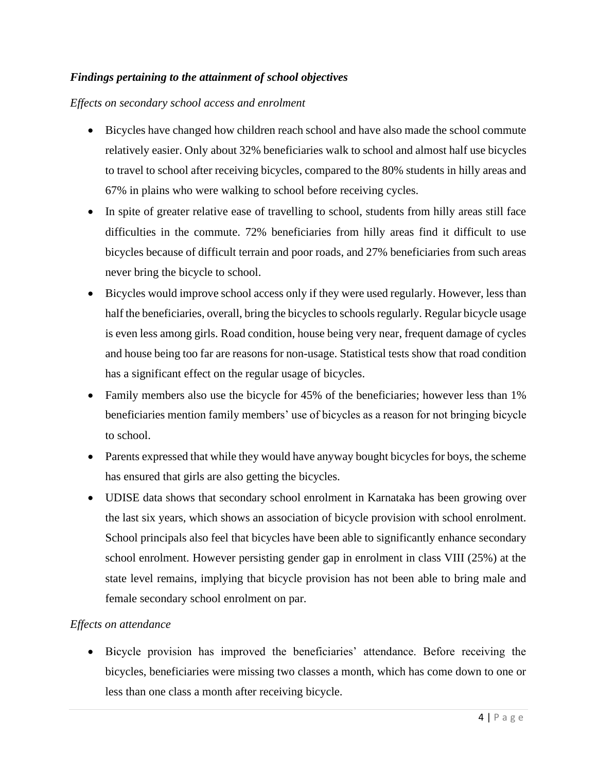***Findings pertaining to the attainment of school objectives***

*Effects on secondary school access and enrolment*

- Bicycles have changed how children reach school and have also made the school commute relatively easier. Only about 32% beneficiaries walk to school and almost half use bicycles to travel to school after receiving bicycles, compared to the 80% students in hilly areas and 67% in plains who were walking to school before receiving cycles.
- In spite of greater relative ease of travelling to school, students from hilly areas still face difficulties in the commute. 72% beneficiaries from hilly areas find it difficult to use bicycles because of difficult terrain and poor roads, and 27% beneficiaries from such areas never bring the bicycle to school.
- Bicycles would improve school access only if they were used regularly. However, less than half the beneficiaries, overall, bring the bicycles to schools regularly. Regular bicycle usage is even less among girls. Road condition, house being very near, frequent damage of cycles and house being too far are reasons for non-usage. Statistical tests show that road condition has a significant effect on the regular usage of bicycles.
- Family members also use the bicycle for 45% of the beneficiaries; however less than 1% beneficiaries mention family members' use of bicycles as a reason for not bringing bicycle to school.
- Parents expressed that while they would have anyway bought bicycles for boys, the scheme has ensured that girls are also getting the bicycles.
- UDISE data shows that secondary school enrolment in Karnataka has been growing over the last six years, which shows an association of bicycle provision with school enrolment. School principals also feel that bicycles have been able to significantly enhance secondary school enrolment. However persisting gender gap in enrolment in class VIII (25%) at the state level remains, implying that bicycle provision has not been able to bring male and female secondary school enrolment on par.

*Effects on attendance*

- Bicycle provision has improved the beneficiaries' attendance. Before receiving the bicycles, beneficiaries were missing two classes a month, which has come down to one or less than one class a month after receiving bicycle.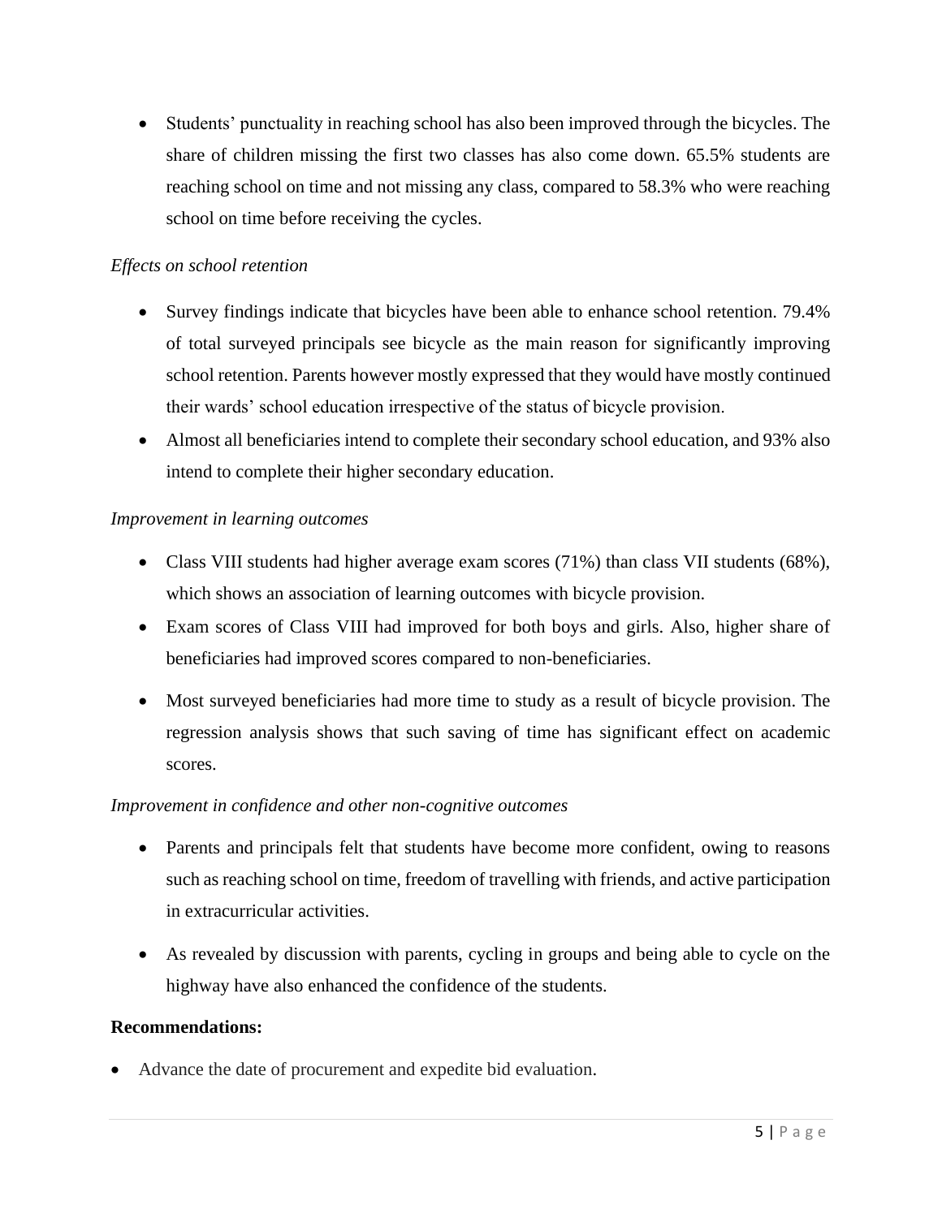- Students' punctuality in reaching school has also been improved through the bicycles. The share of children missing the first two classes has also come down. 65.5% students are reaching school on time and not missing any class, compared to 58.3% who were reaching school on time before receiving the cycles.

*Effects on school retention*

- Survey findings indicate that bicycles have been able to enhance school retention. 79.4% of total surveyed principals see bicycle as the main reason for significantly improving school retention. Parents however mostly expressed that they would have mostly continued their wards' school education irrespective of the status of bicycle provision.
- Almost all beneficiaries intend to complete their secondary school education, and 93% also intend to complete their higher secondary education.

*Improvement in learning outcomes*

- Class VIII students had higher average exam scores (71%) than class VII students (68%), which shows an association of learning outcomes with bicycle provision.
- Exam scores of Class VIII had improved for both boys and girls. Also, higher share of beneficiaries had improved scores compared to non-beneficiaries.
- Most surveyed beneficiaries had more time to study as a result of bicycle provision. The regression analysis shows that such saving of time has significant effect on academic scores.

*Improvement in confidence and other non-cognitive outcomes*

- Parents and principals felt that students have become more confident, owing to reasons such as reaching school on time, freedom of travelling with friends, and active participation in extracurricular activities.
- As revealed by discussion with parents, cycling in groups and being able to cycle on the highway have also enhanced the confidence of the students.

**Recommendations:**

- Advance the date of procurement and expedite bid evaluation.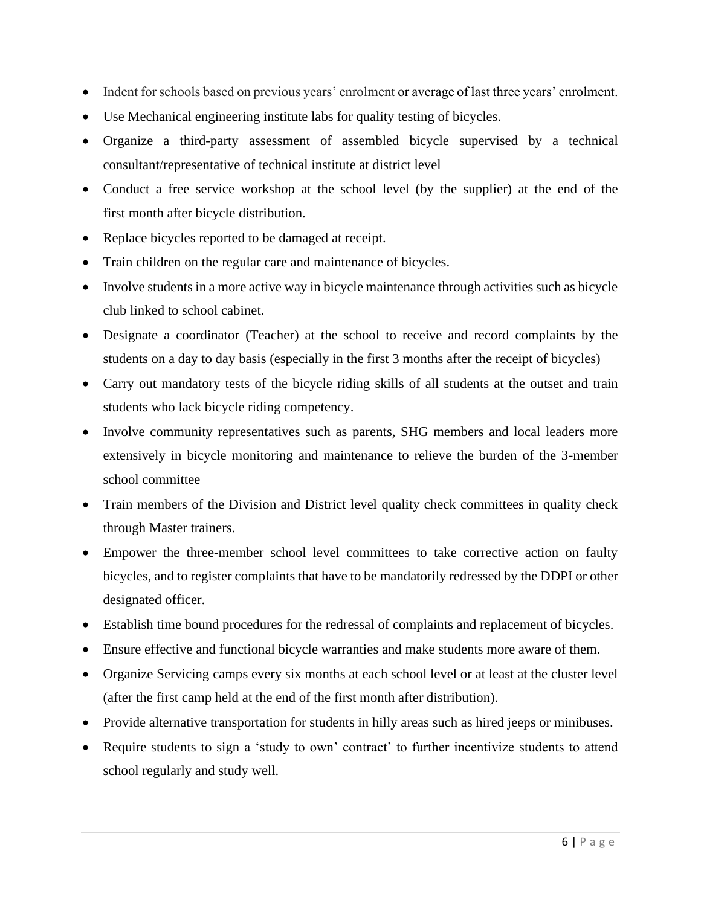- Indent for schools based on previous years' enrolment or average of last three years' enrolment.
- Use Mechanical engineering institute labs for quality testing of bicycles.
- Organize a third-party assessment of assembled bicycle supervised by a technical consultant/representative of technical institute at district level
- Conduct a free service workshop at the school level (by the supplier) at the end of the first month after bicycle distribution.
- Replace bicycles reported to be damaged at receipt.
- Train children on the regular care and maintenance of bicycles.
- Involve students in a more active way in bicycle maintenance through activities such as bicycle club linked to school cabinet.
- Designate a coordinator (Teacher) at the school to receive and record complaints by the students on a day to day basis (especially in the first 3 months after the receipt of bicycles)
- Carry out mandatory tests of the bicycle riding skills of all students at the outset and train students who lack bicycle riding competency.
- Involve community representatives such as parents, SHG members and local leaders more extensively in bicycle monitoring and maintenance to relieve the burden of the 3-member school committee
- Train members of the Division and District level quality check committees in quality check through Master trainers.
- Empower the three-member school level committees to take corrective action on faulty bicycles, and to register complaints that have to be mandatorily redressed by the DDPI or other designated officer.
- Establish time bound procedures for the redressal of complaints and replacement of bicycles.
- Ensure effective and functional bicycle warranties and make students more aware of them.
- Organize Servicing camps every six months at each school level or at least at the cluster level (after the first camp held at the end of the first month after distribution).
- Provide alternative transportation for students in hilly areas such as hired jeeps or minibuses.
- Require students to sign a 'study to own' contract' to further incentivize students to attend school regularly and study well.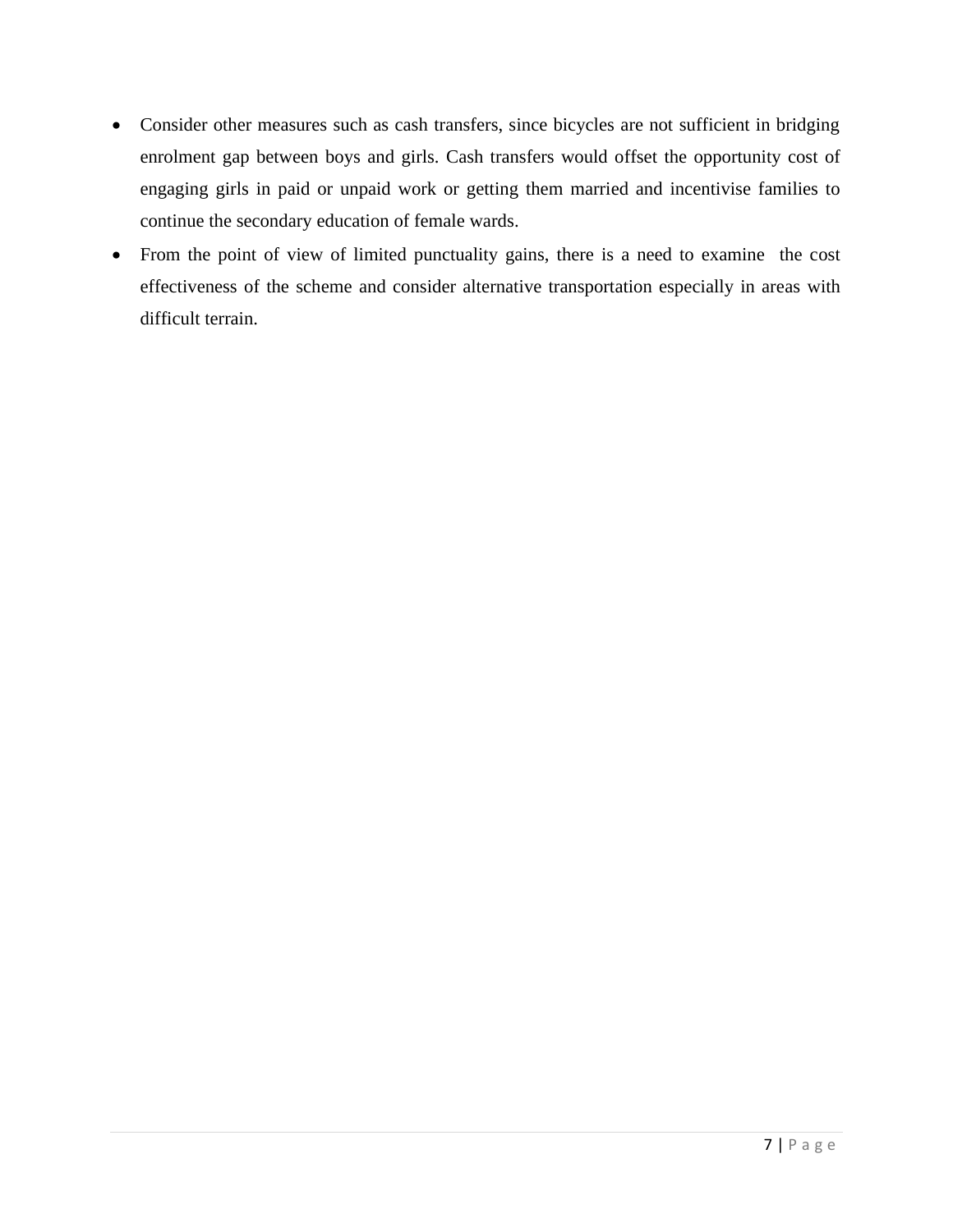- Consider other measures such as cash transfers, since bicycles are not sufficient in bridging enrolment gap between boys and girls. Cash transfers would offset the opportunity cost of engaging girls in paid or unpaid work or getting them married and incentivise families to continue the secondary education of female wards.
- From the point of view of limited punctuality gains, there is a need to examine the cost effectiveness of the scheme and consider alternative transportation especially in areas with difficult terrain.